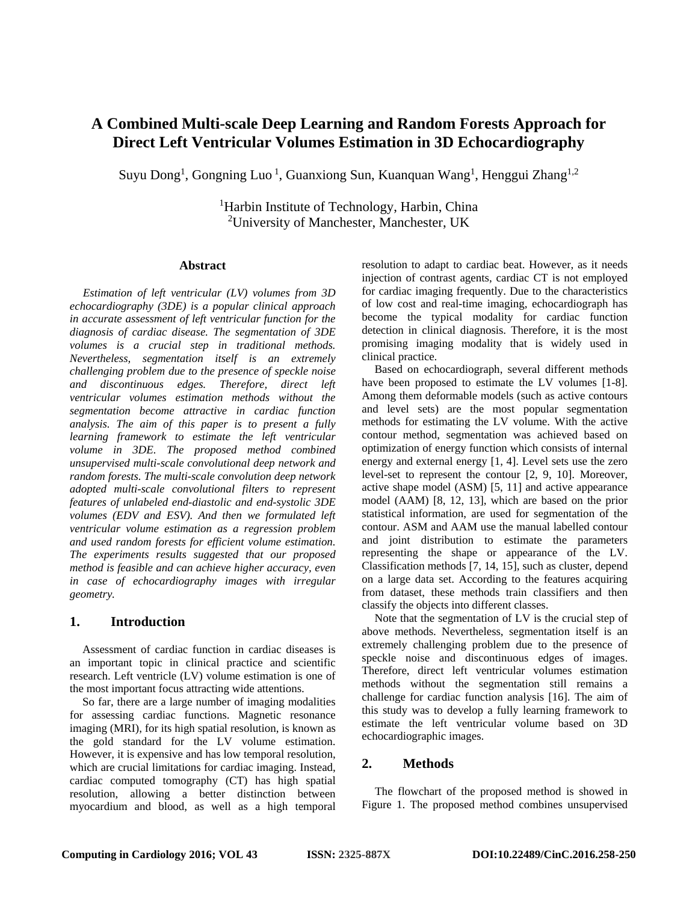# A Combined Multi-scale Deep Learning and Random Forests Approach for Direct Left Ventricular Volumes Estimation in 3D Echocardiography

Suyu Dong[1], Gongning Luo [1], Guanxiong Sun, Kuanquan Wang[1], Henggui Zhang[1,2]

[1]Harbin Institute of Technology, Harbin, China
[2]University of Manchester, Manchester, UK

## Abstract

*Estimation of left ventricular (LV) volumes from 3D echocardiography (3DE) is a popular clinical approach in accurate assessment of left ventricular function for the diagnosis of cardiac disease. The segmentation of 3DE volumes is a crucial step in traditional methods. Nevertheless, segmentation itself is an extremely challenging problem due to the presence of speckle noise and discontinuous edges. Therefore, direct left ventricular volumes estimation methods without the segmentation become attractive in cardiac function analysis. The aim of this paper is to present a fully learning framework to estimate the left ventricular volume in 3DE. The proposed method combined unsupervised multi-scale convolutional deep network and random forests. The multi-scale convolution deep network adopted multi-scale convolutional filters to represent features of unlabeled end-diastolic and end-systolic 3DE volumes (EDV and ESV). And then we formulated left ventricular volume estimation as a regression problem and used random forests for efficient volume estimation. The experiments results suggested that our proposed method is feasible and can achieve higher accuracy, even in case of echocardiography images with irregular geometry.*

## 1. Introduction

Assessment of cardiac function in cardiac diseases is an important topic in clinical practice and scientific research. Left ventricle (LV) volume estimation is one of the most important focus attracting wide attentions.

So far, there are a large number of imaging modalities for assessing cardiac functions. Magnetic resonance imaging (MRI), for its high spatial resolution, is known as the gold standard for the LV volume estimation. However, it is expensive and has low temporal resolution, which are crucial limitations for cardiac imaging. Instead, cardiac computed tomography (CT) has high spatial resolution, allowing a better distinction between myocardium and blood, as well as a high temporal resolution to adapt to cardiac beat. However, as it needs injection of contrast agents, cardiac CT is not employed for cardiac imaging frequently. Due to the characteristics of low cost and real-time imaging, echocardiograph has become the typical modality for cardiac function detection in clinical diagnosis. Therefore, it is the most promising imaging modality that is widely used in clinical practice.

Based on echocardiograph, several different methods have been proposed to estimate the LV volumes [1-8]. Among them deformable models (such as active contours and level sets) are the most popular segmentation methods for estimating the LV volume. With the active contour method, segmentation was achieved based on optimization of energy function which consists of internal energy and external energy [1, 4]. Level sets use the zero level-set to represent the contour [2, 9, 10]. Moreover, active shape model (ASM) [5, 11] and active appearance model (AAM) [8, 12, 13], which are based on the prior statistical information, are used for segmentation of the contour. ASM and AAM use the manual labelled contour and joint distribution to estimate the parameters representing the shape or appearance of the LV. Classification methods [7, 14, 15], such as cluster, depend on a large data set. According to the features acquiring from dataset, these methods train classifiers and then classify the objects into different classes.

Note that the segmentation of LV is the crucial step of above methods. Nevertheless, segmentation itself is an extremely challenging problem due to the presence of speckle noise and discontinuous edges of images. Therefore, direct left ventricular volumes estimation methods without the segmentation still remains a challenge for cardiac function analysis [16]. The aim of this study was to develop a fully learning framework to estimate the left ventricular volume based on 3D echocardiographic images.

## 2. Methods

The flowchart of the proposed method is showed in Figure 1. The proposed method combines unsupervised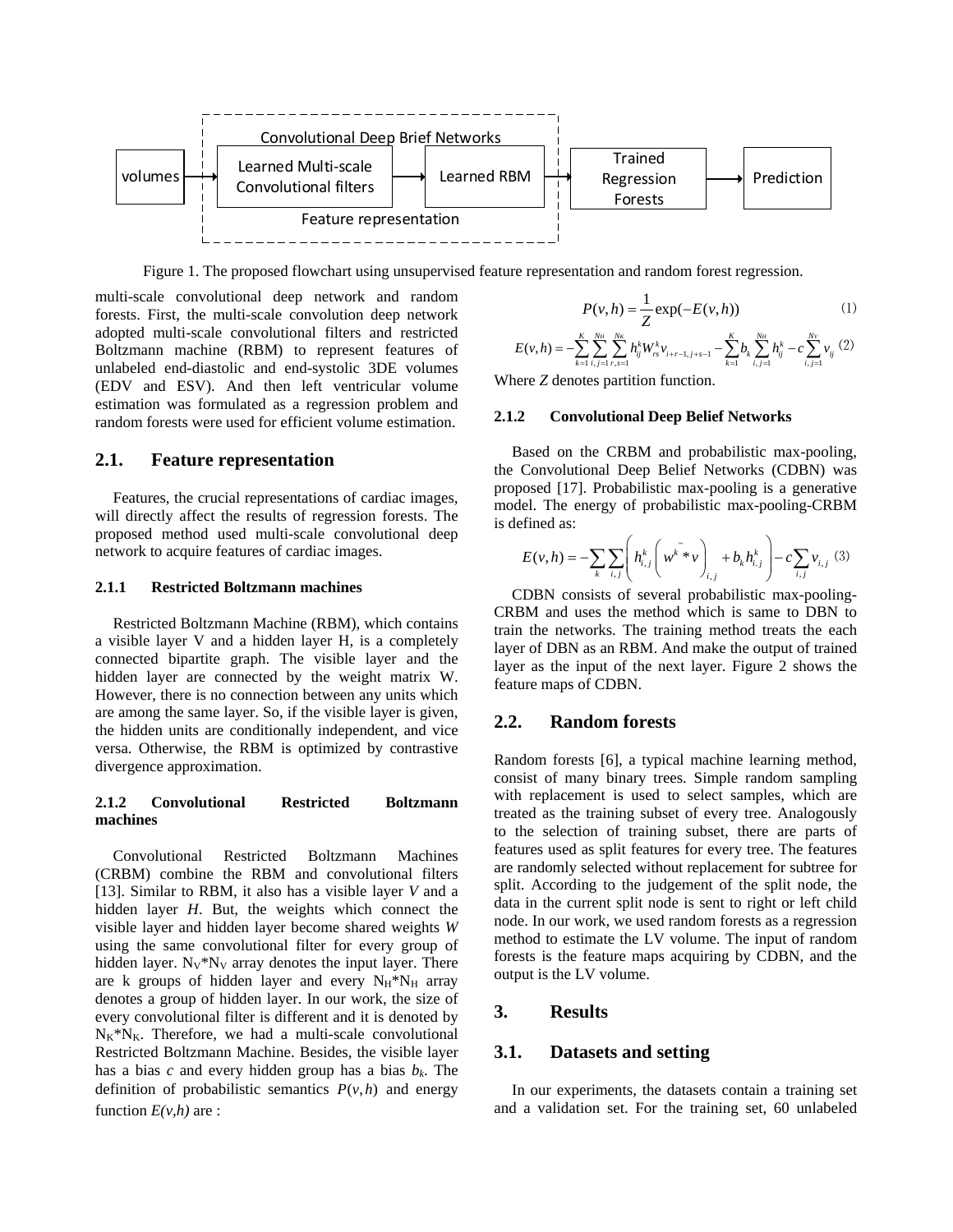Figure 1. The proposed flowchart using unsupervised feature representation and random forest regression.

multi-scale convolutional deep network and random forests. First, the multi-scale convolution deep network adopted multi-scale convolutional filters and restricted Boltzmann machine (RBM) to represent features of unlabeled end-diastolic and end-systolic 3DE volumes (EDV and ESV). And then left ventricular volume estimation was formulated as a regression problem and random forests were used for efficient volume estimation.

## 2.1. Feature representation

Features, the crucial representations of cardiac images, will directly affect the results of regression forests. The proposed method used multi-scale convolutional deep network to acquire features of cardiac images.

### 2.1.1 Restricted Boltzmann machines

Restricted Boltzmann Machine (RBM), which contains a visible layer V and a hidden layer H, is a completely connected bipartite graph. The visible layer and the hidden layer are connected by the weight matrix W. However, there is no connection between any units which are among the same layer. So, if the visible layer is given, the hidden units are conditionally independent, and vice versa. Otherwise, the RBM is optimized by contrastive divergence approximation.

### 2.1.2 Convolutional Restricted Boltzmann machines

Convolutional Restricted Boltzmann Machines (CRBM) combine the RBM and convolutional filters [13]. Similar to RBM, it also has a visible layer *V* and a hidden layer *H*. But, the weights which connect the visible layer and hidden layer become shared weights *W* using the same convolutional filter for every group of hidden layer. $N_V*N_V$ array denotes the input layer. There are k groups of hidden layer and every $N_H*N_H$ array denotes a group of hidden layer. In our work, the size of every convolutional filter is different and it is denoted by $N_K*N_K$. Therefore, we had a multi-scale convolutional Restricted Boltzmann Machine. Besides, the visible layer has a bias *c* and every hidden group has a bias $b_k$. The definition of probabilistic semantics $P(v,h)$ and energy function *E(v,h)* are :

$$P(v,h) = \frac{1}{Z}\exp(-E(v,h)) \tag{1}$$

$$E(v,h) = -\sum_{k=1}^{K}\sum_{i,j=1}^{N_H}\sum_{r,s=1}^{N_K} h_{ij}^k W_{rs}^k v_{i+r-1,j+s-1} - \sum_{k=1}^{K} b_k \sum_{i,j=1}^{N_H} h_{ij}^k - c\sum_{i,j=1}^{N_V} v_{ij} \tag{2}$$

Where *Z* denotes partition function.

### 2.1.2 Convolutional Deep Belief Networks

Based on the CRBM and probabilistic max-pooling, the Convolutional Deep Belief Networks (CDBN) was proposed [17]. Probabilistic max-pooling is a generative model. The energy of probabilistic max-pooling-CRBM is defined as:

$$E(v,h) = -\sum_k \sum_{i,j}\left( h_{i,j}^k \left( \tilde{w}^k * v \right)_{i,j} + b_k h_{i,j}^k \right) - c\sum_{i,j} v_{i,j} \tag{3}$$

CDBN consists of several probabilistic max-pooling-CRBM and uses the method which is same to DBN to train the networks. The training method treats the each layer of DBN as an RBM. And make the output of trained layer as the input of the next layer. Figure 2 shows the feature maps of CDBN.

## 2.2. Random forests

Random forests [6], a typical machine learning method, consist of many binary trees. Simple random sampling with replacement is used to select samples, which are treated as the training subset of every tree. Analogously to the selection of training subset, there are parts of features used as split features for every tree. The features are randomly selected without replacement for subtree for split. According to the judgement of the split node, the data in the current split node is sent to right or left child node. In our work, we used random forests as a regression method to estimate the LV volume. The input of random forests is the feature maps acquiring by CDBN, and the output is the LV volume.

## 3. Results

## 3.1. Datasets and setting

In our experiments, the datasets contain a training set and a validation set. For the training set, 60 unlabeled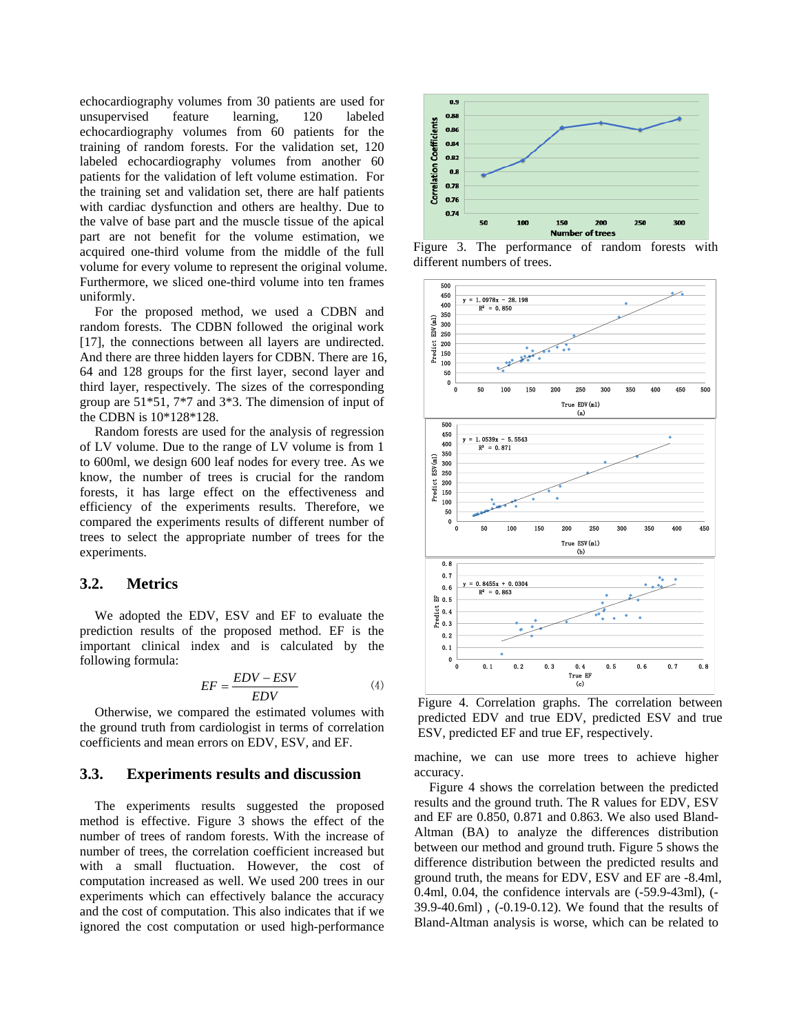echocardiography volumes from 30 patients are used for unsupervised feature learning, 120 labeled echocardiography volumes from 60 patients for the training of random forests. For the validation set, 120 labeled echocardiography volumes from another 60 patients for the validation of left volume estimation. For the training set and validation set, there are half patients with cardiac dysfunction and others are healthy. Due to the valve of base part and the muscle tissue of the apical part are not benefit for the volume estimation, we acquired one-third volume from the middle of the full volume for every volume to represent the original volume. Furthermore, we sliced one-third volume into ten frames uniformly.

For the proposed method, we used a CDBN and random forests. The CDBN followed the original work [17], the connections between all layers are undirected. And there are three hidden layers for CDBN. There are 16, 64 and 128 groups for the first layer, second layer and third layer, respectively. The sizes of the corresponding group are 51*51, 7*7 and 3*3. The dimension of input of the CDBN is 10*128*128.

Random forests are used for the analysis of regression of LV volume. Due to the range of LV volume is from 1 to 600ml, we design 600 leaf nodes for every tree. As we know, the number of trees is crucial for the random forests, it has large effect on the effectiveness and efficiency of the experiments results. Therefore, we compared the experiments results of different number of trees to select the appropriate number of trees for the experiments.

## 3.2. Metrics

We adopted the EDV, ESV and EF to evaluate the prediction results of the proposed method. EF is the important clinical index and is calculated by the following formula:

$$EF = \frac{EDV - ESV}{EDV} \tag{4}$$

Otherwise, we compared the estimated volumes with the ground truth from cardiologist in terms of correlation coefficients and mean errors on EDV, ESV, and EF.

## 3.3. Experiments results and discussion

The experiments results suggested the proposed method is effective. Figure 3 shows the effect of the number of trees of random forests. With the increase of number of trees, the correlation coefficient increased but with a small fluctuation. However, the cost of computation increased as well. We used 200 trees in our experiments which can effectively balance the accuracy and the cost of computation. This also indicates that if we ignored the cost computation or used high-performance machine, we can use more trees to achieve higher accuracy.

Figure 3. The performance of random forests with different numbers of trees.

Figure 4. Correlation graphs. The correlation between predicted EDV and true EDV, predicted ESV and true ESV, predicted EF and true EF, respectively.

Figure 4 shows the correlation between the predicted results and the ground truth. The R values for EDV, ESV and EF are 0.850, 0.871 and 0.863. We also used Bland-Altman (BA) to analyze the differences distribution between our method and ground truth. Figure 5 shows the difference distribution between the predicted results and ground truth, the means for EDV, ESV and EF are -8.4ml, 0.4ml, 0.04, the confidence intervals are (-59.9-43ml), (-39.9-40.6ml) , (-0.19-0.12). We found that the results of Bland-Altman analysis is worse, which can be related to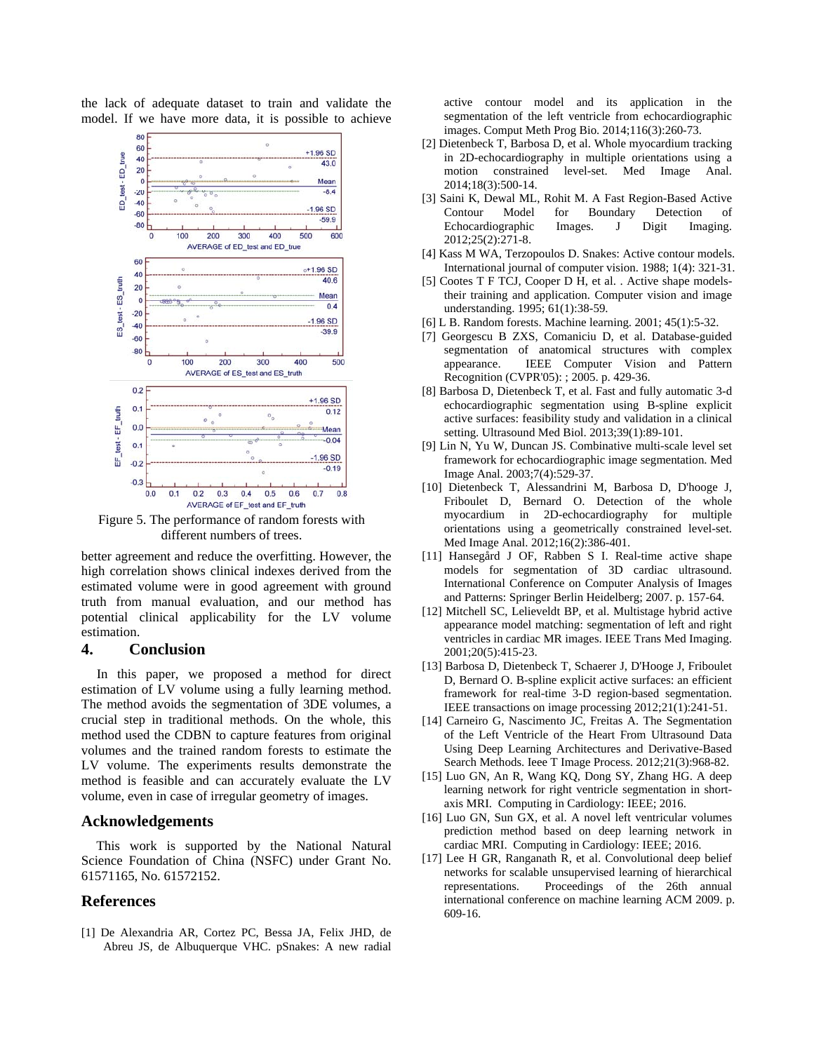the lack of adequate dataset to train and validate the model. If we have more data, it is possible to achieve

80
60
40
20
0
-20
-40
-60
-80
ED_test - ED_true
+1.96 SD
43.0
Mean
-8.4
-1.96 SD
-59.9
0 100 200 300 400 500 600
AVERAGE of ED_test and ED_true

60
40
20
0
-20
-40
-60
-80
ES_test - ES_truth
+1.96 SD
40.6
Mean
0.4
-1.96 SD
-39.9
0 100 200 300 400 500
AVERAGE of ES_test and ES_truth

0.2
0.1
0.0
0.1
-0.2
-0.3
EF_test - EF_truth
+1.96 SD
0.12
Mean
-0.04
-1.96 SD
-0.19
0.0 0.1 0.2 0.3 0.4 0.5 0.6 0.7 0.8
AVERAGE of EF_test and EF_truth

Figure 5. The performance of random forests with different numbers of trees.

better agreement and reduce the overfitting. However, the high correlation shows clinical indexes derived from the estimated volume were in good agreement with ground truth from manual evaluation, and our method has potential clinical applicability for the LV volume estimation.

## 4. Conclusion

In this paper, we proposed a method for direct estimation of LV volume using a fully learning method. The method avoids the segmentation of 3DE volumes, a crucial step in traditional methods. On the whole, this method used the CDBN to capture features from original volumes and the trained random forests to estimate the LV volume. The experiments results demonstrate the method is feasible and can accurately evaluate the LV volume, even in case of irregular geometry of images.

## Acknowledgements

This work is supported by the National Natural Science Foundation of China (NSFC) under Grant No. 61571165, No. 61572152.

## References

[1] De Alexandria AR, Cortez PC, Bessa JA, Felix JHD, de Abreu JS, de Albuquerque VHC. pSnakes: A new radial active contour model and its application in the segmentation of the left ventricle from echocardiographic images. Comput Meth Prog Bio. 2014;116(3):260-73.

[2] Dietenbeck T, Barbosa D, et al. Whole myocardium tracking in 2D-echocardiography in multiple orientations using a motion constrained level-set. Med Image Anal. 2014;18(3):500-14.

[3] Saini K, Dewal ML, Rohit M. A Fast Region-Based Active Contour Model for Boundary Detection of Echocardiographic Images. J Digit Imaging. 2012;25(2):271-8.

[4] Kass M WA, Terzopoulos D. Snakes: Active contour models. International journal of computer vision. 1988; 1(4): 321-31.

[5] Cootes T F TCJ, Cooper D H, et al. . Active shape models-their training and application. Computer vision and image understanding. 1995; 61(1):38-59.

[6] L B. Random forests. Machine learning. 2001; 45(1):5-32.

[7] Georgescu B ZXS, Comaniciu D, et al. Database-guided segmentation of anatomical structures with complex appearance. IEEE Computer Vision and Pattern Recognition (CVPR'05): ; 2005. p. 429-36.

[8] Barbosa D, Dietenbeck T, et al. Fast and fully automatic 3-d echocardiographic segmentation using B-spline explicit active surfaces: feasibility study and validation in a clinical setting. Ultrasound Med Biol. 2013;39(1):89-101.

[9] Lin N, Yu W, Duncan JS. Combinative multi-scale level set framework for echocardiographic image segmentation. Med Image Anal. 2003;7(4):529-37.

[10] Dietenbeck T, Alessandrini M, Barbosa D, D'hooge J, Friboulet D, Bernard O. Detection of the whole myocardium in 2D-echocardiography for multiple orientations using a geometrically constrained level-set. Med Image Anal. 2012;16(2):386-401.

[11] Hansegård J OF, Rabben S I. Real-time active shape models for segmentation of 3D cardiac ultrasound. International Conference on Computer Analysis of Images and Patterns: Springer Berlin Heidelberg; 2007. p. 157-64.

[12] Mitchell SC, Lelieveldt BP, et al. Multistage hybrid active appearance model matching: segmentation of left and right ventricles in cardiac MR images. IEEE Trans Med Imaging. 2001;20(5):415-23.

[13] Barbosa D, Dietenbeck T, Schaerer J, D'Hooge J, Friboulet D, Bernard O. B-spline explicit active surfaces: an efficient framework for real-time 3-D region-based segmentation. IEEE transactions on image processing 2012;21(1):241-51.

[14] Carneiro G, Nascimento JC, Freitas A. The Segmentation of the Left Ventricle of the Heart From Ultrasound Data Using Deep Learning Architectures and Derivative-Based Search Methods. Ieee T Image Process. 2012;21(3):968-82.

[15] Luo GN, An R, Wang KQ, Dong SY, Zhang HG. A deep learning network for right ventricle segmentation in short-axis MRI. Computing in Cardiology: IEEE; 2016.

[16] Luo GN, Sun GX, et al. A novel left ventricular volumes prediction method based on deep learning network in cardiac MRI. Computing in Cardiology: IEEE; 2016.

[17] Lee H GR, Ranganath R, et al. Convolutional deep belief networks for scalable unsupervised learning of hierarchical representations. Proceedings of the 26th annual international conference on machine learning ACM 2009. p. 609-16.